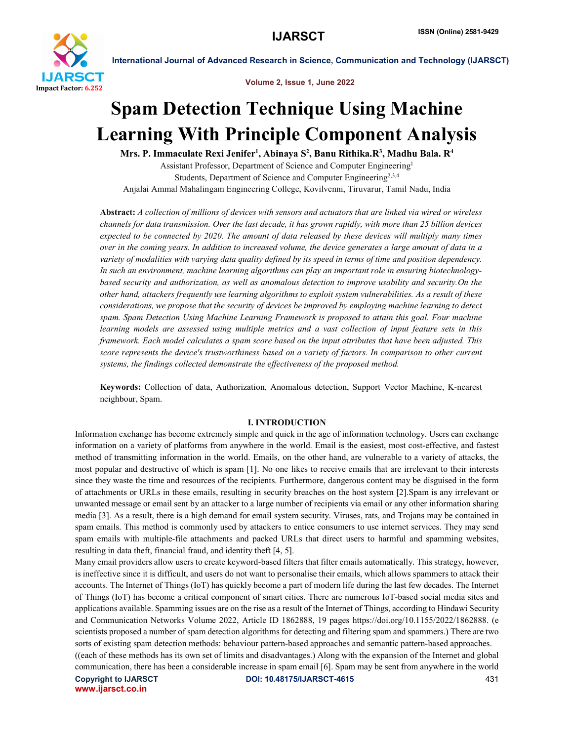# Spam Detection Technique Using Machine Learning With Principle Component Analysis

**Mrs. P. Immaculate Rexi Jenifer[1], Abinaya S[2], Banu Rithika.R[3], Madhu Bala. R[4]**

Assistant Professor, Department of Science and Computer Engineering[1]

Students, Department of Science and Computer Engineering[2,3,4]

Anjalai Ammal Mahalingam Engineering College, Kovilvenni, Tiruvarur, Tamil Nadu, India

**Abstract:** *A collection of millions of devices with sensors and actuators that are linked via wired or wireless channels for data transmission. Over the last decade, it has grown rapidly, with more than 25 billion devices expected to be connected by 2020. The amount of data released by these devices will multiply many times over in the coming years. In addition to increased volume, the device generates a large amount of data in a variety of modalities with varying data quality defined by its speed in terms of time and position dependency. In such an environment, machine learning algorithms can play an important role in ensuring biotechnology-based security and authorization, as well as anomalous detection to improve usability and security.On the other hand, attackers frequently use learning algorithms to exploit system vulnerabilities. As a result of these considerations, we propose that the security of devices be improved by employing machine learning to detect spam. Spam Detection Using Machine Learning Framework is proposed to attain this goal. Four machine learning models are assessed using multiple metrics and a vast collection of input feature sets in this framework. Each model calculates a spam score based on the input attributes that have been adjusted. This score represents the device's trustworthiness based on a variety of factors. In comparison to other current systems, the findings collected demonstrate the effectiveness of the proposed method.*

**Keywords:** Collection of data, Authorization, Anomalous detection, Support Vector Machine, K-nearest neighbour, Spam.

## I. INTRODUCTION

Information exchange has become extremely simple and quick in the age of information technology. Users can exchange information on a variety of platforms from anywhere in the world. Email is the easiest, most cost-effective, and fastest method of transmitting information in the world. Emails, on the other hand, are vulnerable to a variety of attacks, the most popular and destructive of which is spam [1]. No one likes to receive emails that are irrelevant to their interests since they waste the time and resources of the recipients. Furthermore, dangerous content may be disguised in the form of attachments or URLs in these emails, resulting in security breaches on the host system [2].Spam is any irrelevant or unwanted message or email sent by an attacker to a large number of recipients via email or any other information sharing media [3]. As a result, there is a high demand for email system security. Viruses, rats, and Trojans may be contained in spam emails. This method is commonly used by attackers to entice consumers to use internet services. They may send spam emails with multiple-file attachments and packed URLs that direct users to harmful and spamming websites, resulting in data theft, financial fraud, and identity theft [4, 5].

Many email providers allow users to create keyword-based filters that filter emails automatically. This strategy, however, is ineffective since it is difficult, and users do not want to personalise their emails, which allows spammers to attack their accounts. The Internet of Things (IoT) has quickly become a part of modern life during the last few decades. The Internet of Things (IoT) has become a critical component of smart cities. There are numerous IoT-based social media sites and applications available. Spamming issues are on the rise as a result of the Internet of Things, according to Hindawi Security and Communication Networks Volume 2022, Article ID 1862888, 19 pages https://doi.org/10.1155/2022/1862888. (e scientists proposed a number of spam detection algorithms for detecting and filtering spam and spammers.) There are two sorts of existing spam detection methods: behaviour pattern-based approaches and semantic pattern-based approaches. ((each of these methods has its own set of limits and disadvantages.) Along with the expansion of the Internet and global communication, there has been a considerable increase in spam email [6]. Spam may be sent from anywhere in the world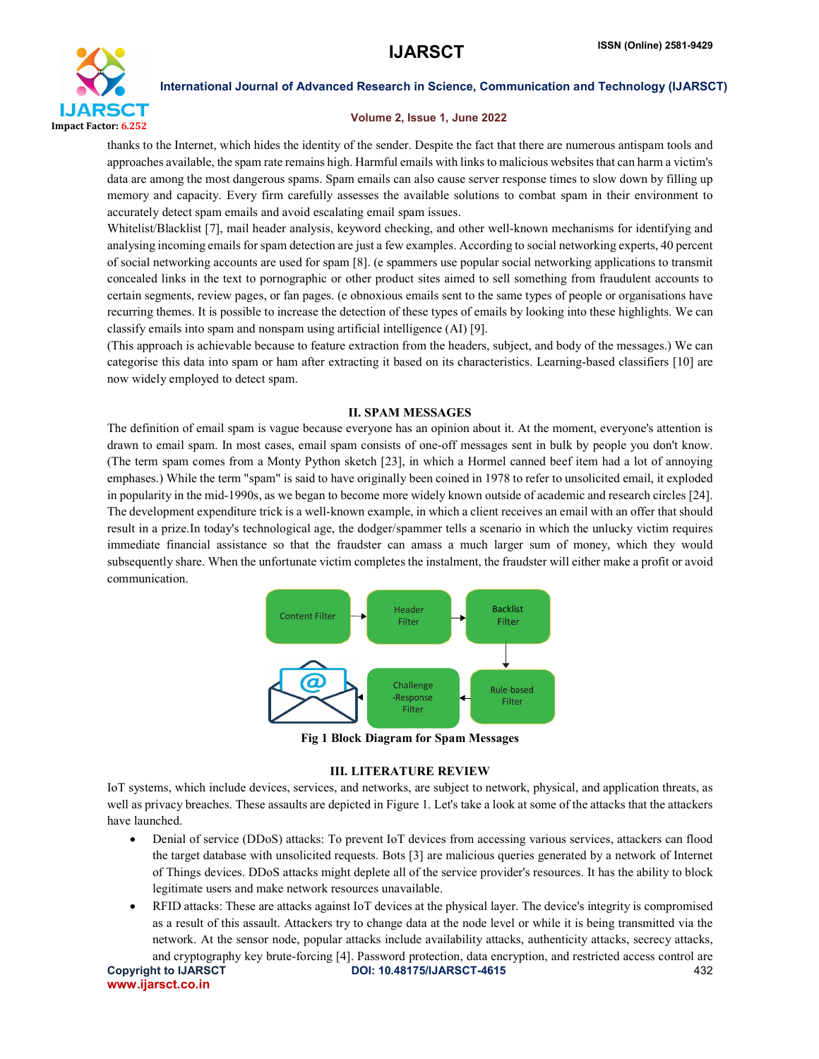thanks to the Internet, which hides the identity of the sender. Despite the fact that there are numerous antispam tools and approaches available, the spam rate remains high. Harmful emails with links to malicious websites that can harm a victim's data are among the most dangerous spams. Spam emails can also cause server response times to slow down by filling up memory and capacity. Every firm carefully assesses the available solutions to combat spam in their environment to accurately detect spam emails and avoid escalating email spam issues.

Whitelist/Blacklist [7], mail header analysis, keyword checking, and other well-known mechanisms for identifying and analysing incoming emails for spam detection are just a few examples. According to social networking experts, 40 percent of social networking accounts are used for spam [8]. (e spammers use popular social networking applications to transmit concealed links in the text to pornographic or other product sites aimed to sell something from fraudulent accounts to certain segments, review pages, or fan pages. (e obnoxious emails sent to the same types of people or organisations have recurring themes. It is possible to increase the detection of these types of emails by looking into these highlights. We can classify emails into spam and nonspam using artificial intelligence (AI) [9].

(This approach is achievable because to feature extraction from the headers, subject, and body of the messages.) We can categorise this data into spam or ham after extracting it based on its characteristics. Learning-based classifiers [10] are now widely employed to detect spam.

## II. SPAM MESSAGES

The definition of email spam is vague because everyone has an opinion about it. At the moment, everyone's attention is drawn to email spam. In most cases, email spam consists of one-off messages sent in bulk by people you don't know. (The term spam comes from a Monty Python sketch [23], in which a Hormel canned beef item had a lot of annoying emphases.) While the term "spam" is said to have originally been coined in 1978 to refer to unsolicited email, it exploded in popularity in the mid-1990s, as we began to become more widely known outside of academic and research circles [24]. The development expenditure trick is a well-known example, in which a client receives an email with an offer that should result in a prize.In today's technological age, the dodger/spammer tells a scenario in which the unlucky victim requires immediate financial assistance so that the fraudster can amass a much larger sum of money, which they would subsequently share. When the unfortunate victim completes the instalment, the fraudster will either make a profit or avoid communication.

Content Filter → Header Filter → Backlist Filter → Rule-based Filter → Challenge -Response Filter → (email)

Fig 1 Block Diagram for Spam Messages

## III. LITERATURE REVIEW

IoT systems, which include devices, services, and networks, are subject to network, physical, and application threats, as well as privacy breaches. These assaults are depicted in Figure 1. Let's take a look at some of the attacks that the attackers have launched.

- Denial of service (DDoS) attacks: To prevent IoT devices from accessing various services, attackers can flood the target database with unsolicited requests. Bots [3] are malicious queries generated by a network of Internet of Things devices. DDoS attacks might deplete all of the service provider's resources. It has the ability to block legitimate users and make network resources unavailable.
- RFID attacks: These are attacks against IoT devices at the physical layer. The device's integrity is compromised as a result of this assault. Attackers try to change data at the node level or while it is being transmitted via the network. At the sensor node, popular attacks include availability attacks, authenticity attacks, secrecy attacks, and cryptography key brute-forcing [4]. Password protection, data encryption, and restricted access control are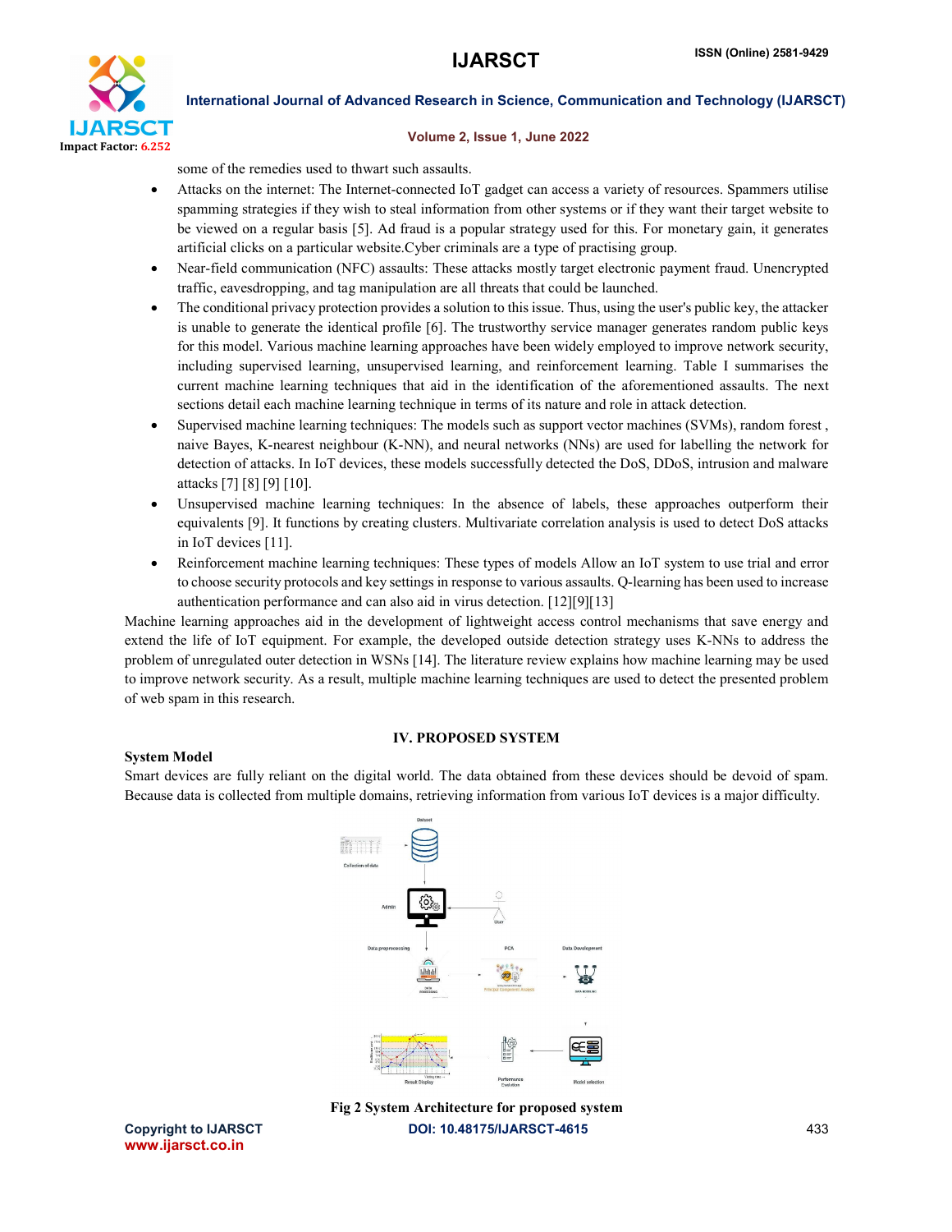some of the remedies used to thwart such assaults.

- Attacks on the internet: The Internet-connected IoT gadget can access a variety of resources. Spammers utilise spamming strategies if they wish to steal information from other systems or if they want their target website to be viewed on a regular basis [5]. Ad fraud is a popular strategy used for this. For monetary gain, it generates artificial clicks on a particular website.Cyber criminals are a type of practising group.
- Near-field communication (NFC) assaults: These attacks mostly target electronic payment fraud. Unencrypted traffic, eavesdropping, and tag manipulation are all threats that could be launched.
- The conditional privacy protection provides a solution to this issue. Thus, using the user's public key, the attacker is unable to generate the identical profile [6]. The trustworthy service manager generates random public keys for this model. Various machine learning approaches have been widely employed to improve network security, including supervised learning, unsupervised learning, and reinforcement learning. Table I summarises the current machine learning techniques that aid in the identification of the aforementioned assaults. The next sections detail each machine learning technique in terms of its nature and role in attack detection.
- Supervised machine learning techniques: The models such as support vector machines (SVMs), random forest , naive Bayes, K-nearest neighbour (K-NN), and neural networks (NNs) are used for labelling the network for detection of attacks. In IoT devices, these models successfully detected the DoS, DDoS, intrusion and malware attacks [7] [8] [9] [10].
- Unsupervised machine learning techniques: In the absence of labels, these approaches outperform their equivalents [9]. It functions by creating clusters. Multivariate correlation analysis is used to detect DoS attacks in IoT devices [11].
- Reinforcement machine learning techniques: These types of models Allow an IoT system to use trial and error to choose security protocols and key settings in response to various assaults. Q-learning has been used to increase authentication performance and can also aid in virus detection. [12][9][13]

Machine learning approaches aid in the development of lightweight access control mechanisms that save energy and extend the life of IoT equipment. For example, the developed outside detection strategy uses K-NNs to address the problem of unregulated outer detection in WSNs [14]. The literature review explains how machine learning may be used to improve network security. As a result, multiple machine learning techniques are used to detect the presented problem of web spam in this research.

## IV. PROPOSED SYSTEM

### System Model

Smart devices are fully reliant on the digital world. The data obtained from these devices should be devoid of spam. Because data is collected from multiple domains, retrieving information from various IoT devices is a major difficulty.

Fig 2 System Architecture for proposed system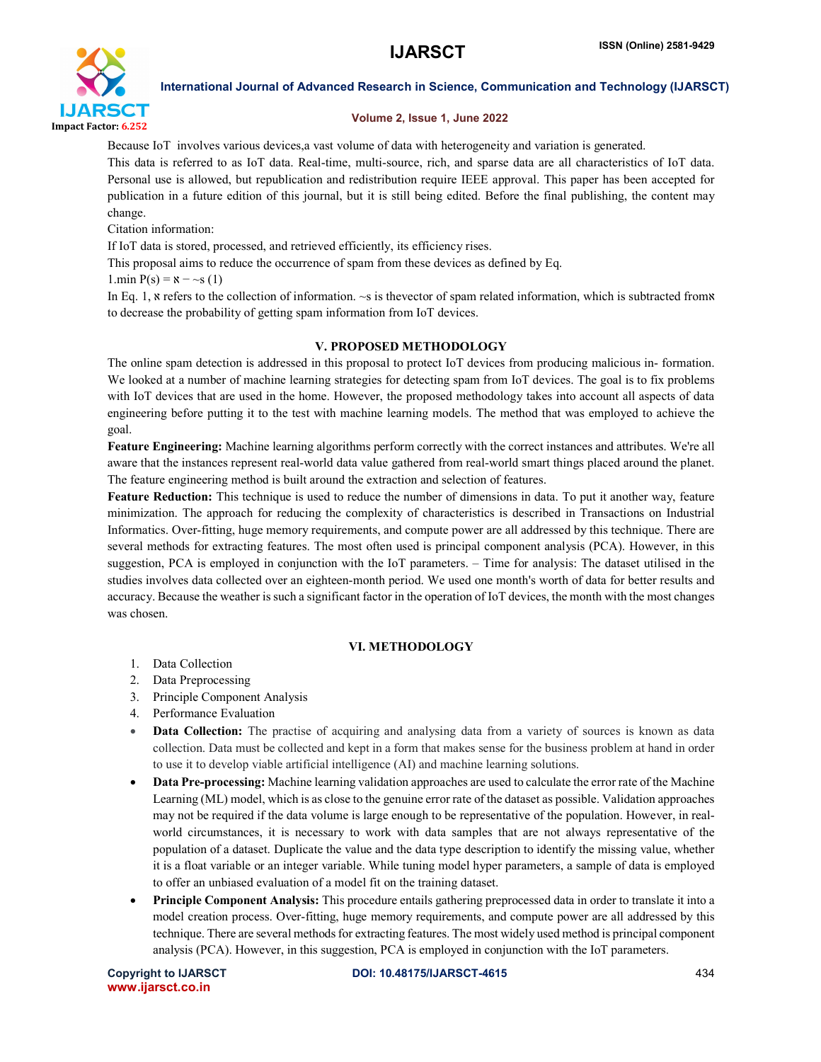Because IoT involves various devices,a vast volume of data with heterogeneity and variation is generated.

This data is referred to as IoT data. Real-time, multi-source, rich, and sparse data are all characteristics of IoT data. Personal use is allowed, but republication and redistribution require IEEE approval. This paper has been accepted for publication in a future edition of this journal, but it is still being edited. Before the final publishing, the content may change.

Citation information:

If IoT data is stored, processed, and retrieved efficiently, its efficiency rises.

This proposal aims to reduce the occurrence of spam from these devices as defined by Eq.

1.min $P(s) = \aleph - \sim s$ (1)

In Eq. 1, $\aleph$ refers to the collection of information. $\sim s$ is thevector of spam related information, which is subtracted from$\aleph$ to decrease the probability of getting spam information from IoT devices.

## V. PROPOSED METHODOLOGY

The online spam detection is addressed in this proposal to protect IoT devices from producing malicious in- formation. We looked at a number of machine learning strategies for detecting spam from IoT devices. The goal is to fix problems with IoT devices that are used in the home. However, the proposed methodology takes into account all aspects of data engineering before putting it to the test with machine learning models. The method that was employed to achieve the goal.

**Feature Engineering:** Machine learning algorithms perform correctly with the correct instances and attributes. We're all aware that the instances represent real-world data value gathered from real-world smart things placed around the planet. The feature engineering method is built around the extraction and selection of features.

**Feature Reduction:** This technique is used to reduce the number of dimensions in data. To put it another way, feature minimization. The approach for reducing the complexity of characteristics is described in Transactions on Industrial Informatics. Over-fitting, huge memory requirements, and compute power are all addressed by this technique. There are several methods for extracting features. The most often used is principal component analysis (PCA). However, in this suggestion, PCA is employed in conjunction with the IoT parameters. – Time for analysis: The dataset utilised in the studies involves data collected over an eighteen-month period. We used one month's worth of data for better results and accuracy. Because the weather is such a significant factor in the operation of IoT devices, the month with the most changes was chosen.

## VI. METHODOLOGY

1. Data Collection
2. Data Preprocessing
3. Principle Component Analysis
4. Performance Evaluation

- **Data Collection:** The practise of acquiring and analysing data from a variety of sources is known as data collection. Data must be collected and kept in a form that makes sense for the business problem at hand in order to use it to develop viable artificial intelligence (AI) and machine learning solutions.
- **Data Pre-processing:** Machine learning validation approaches are used to calculate the error rate of the Machine Learning (ML) model, which is as close to the genuine error rate of the dataset as possible. Validation approaches may not be required if the data volume is large enough to be representative of the population. However, in real-world circumstances, it is necessary to work with data samples that are not always representative of the population of a dataset. Duplicate the value and the data type description to identify the missing value, whether it is a float variable or an integer variable. While tuning model hyper parameters, a sample of data is employed to offer an unbiased evaluation of a model fit on the training dataset.
- **Principle Component Analysis:** This procedure entails gathering preprocessed data in order to translate it into a model creation process. Over-fitting, huge memory requirements, and compute power are all addressed by this technique. There are several methods for extracting features. The most widely used method is principal component analysis (PCA). However, in this suggestion, PCA is employed in conjunction with the IoT parameters.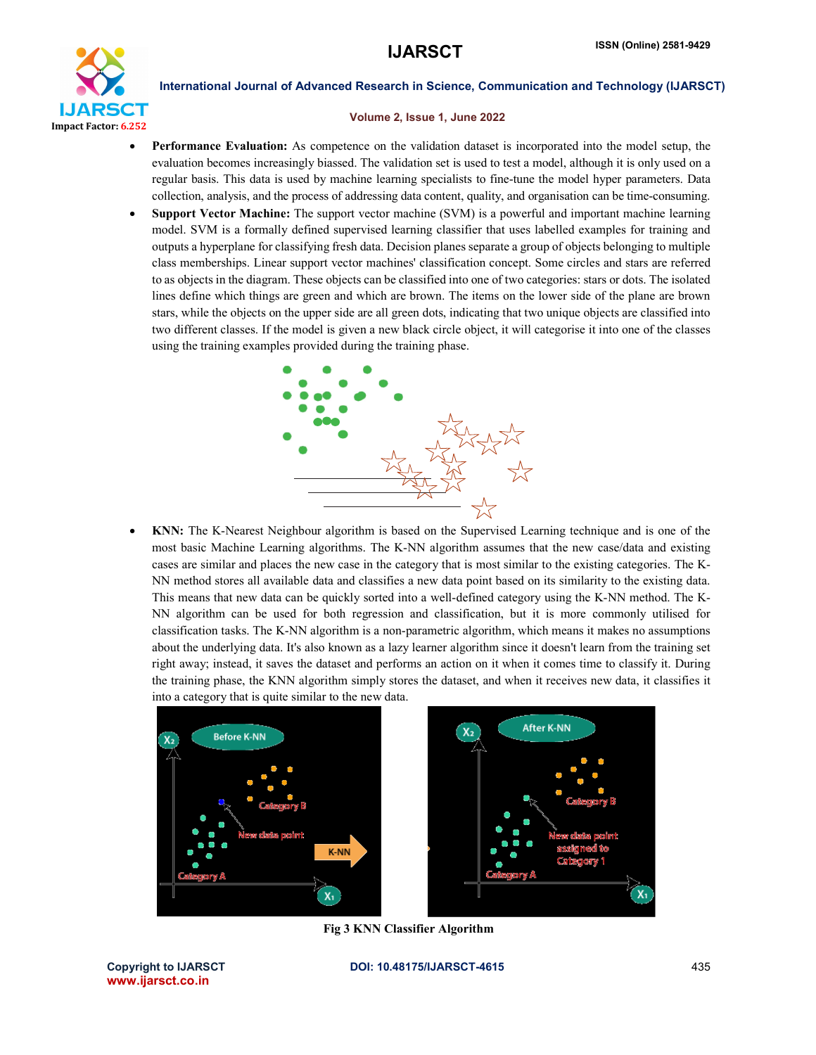- **Performance Evaluation:** As competence on the validation dataset is incorporated into the model setup, the evaluation becomes increasingly biassed. The validation set is used to test a model, although it is only used on a regular basis. This data is used by machine learning specialists to fine-tune the model hyper parameters. Data collection, analysis, and the process of addressing data content, quality, and organisation can be time-consuming.
- **Support Vector Machine:** The support vector machine (SVM) is a powerful and important machine learning model. SVM is a formally defined supervised learning classifier that uses labelled examples for training and outputs a hyperplane for classifying fresh data. Decision planes separate a group of objects belonging to multiple class memberships. Linear support vector machines' classification concept. Some circles and stars are referred to as objects in the diagram. These objects can be classified into one of two categories: stars or dots. The isolated lines define which things are green and which are brown. The items on the lower side of the plane are brown stars, while the objects on the upper side are all green dots, indicating that two unique objects are classified into two different classes. If the model is given a new black circle object, it will categorise it into one of the classes using the training examples provided during the training phase.
- **KNN:** The K-Nearest Neighbour algorithm is based on the Supervised Learning technique and is one of the most basic Machine Learning algorithms. The K-NN algorithm assumes that the new case/data and existing cases are similar and places the new case in the category that is most similar to the existing categories. The K-NN method stores all available data and classifies a new data point based on its similarity to the existing data. This means that new data can be quickly sorted into a well-defined category using the K-NN method. The K-NN algorithm can be used for both regression and classification, but it is more commonly utilised for classification tasks. The K-NN algorithm is a non-parametric algorithm, which means it makes no assumptions about the underlying data. It's also known as a lazy learner algorithm since it doesn't learn from the training set right away; instead, it saves the dataset and performs an action on it when it comes time to classify it. During the training phase, the KNN algorithm simply stores the dataset, and when it receives new data, it classifies it into a category that is quite similar to the new data.

**Fig 3 KNN Classifier Algorithm**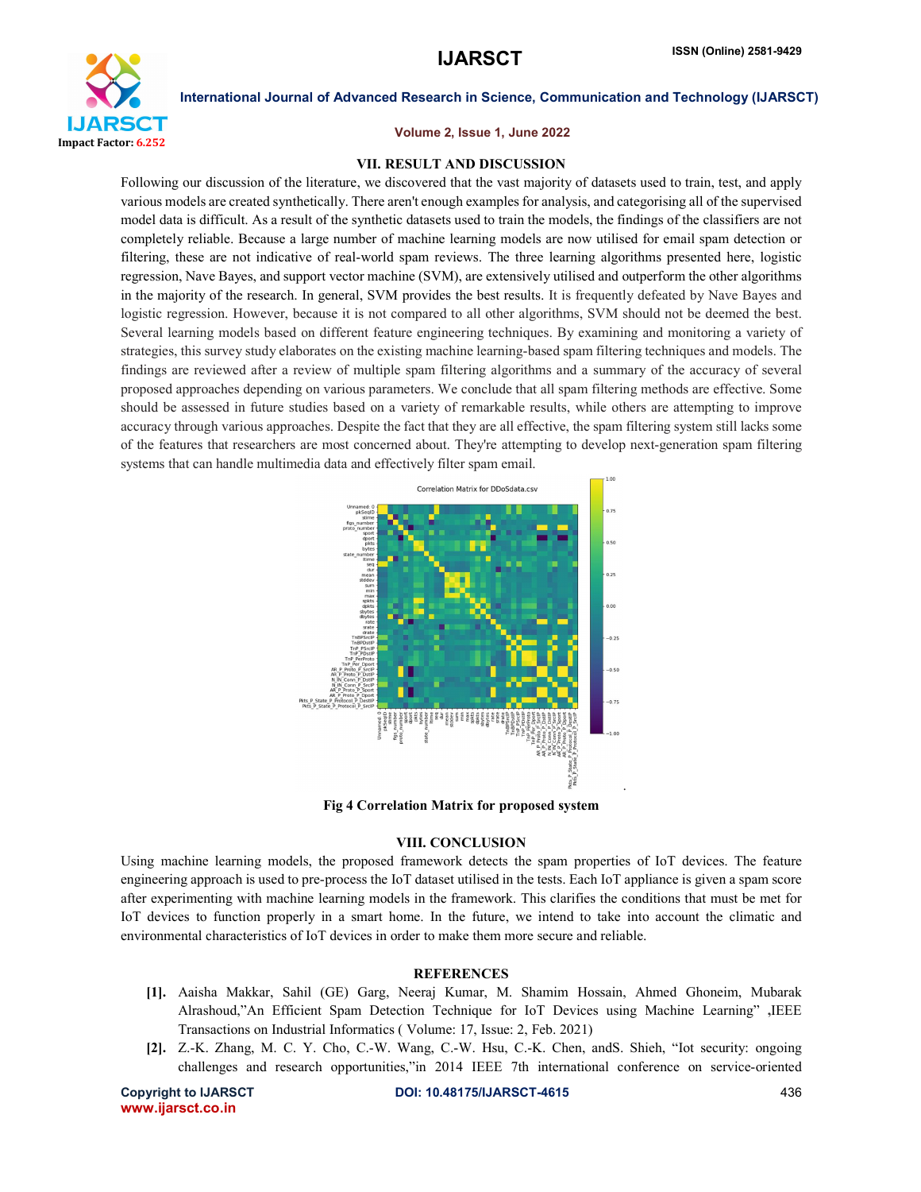## VII. RESULT AND DISCUSSION

Following our discussion of the literature, we discovered that the vast majority of datasets used to train, test, and apply various models are created synthetically. There aren't enough examples for analysis, and categorising all of the supervised model data is difficult. As a result of the synthetic datasets used to train the models, the findings of the classifiers are not completely reliable. Because a large number of machine learning models are now utilised for email spam detection or filtering, these are not indicative of real-world spam reviews. The three learning algorithms presented here, logistic regression, Nave Bayes, and support vector machine (SVM), are extensively utilised and outperform the other algorithms in the majority of the research. In general, SVM provides the best results. It is frequently defeated by Nave Bayes and logistic regression. However, because it is not compared to all other algorithms, SVM should not be deemed the best. Several learning models based on different feature engineering techniques. By examining and monitoring a variety of strategies, this survey study elaborates on the existing machine learning-based spam filtering techniques and models. The findings are reviewed after a review of multiple spam filtering algorithms and a summary of the accuracy of several proposed approaches depending on various parameters. We conclude that all spam filtering methods are effective. Some should be assessed in future studies based on a variety of remarkable results, while others are attempting to improve accuracy through various approaches. Despite the fact that they are all effective, the spam filtering system still lacks some of the features that researchers are most concerned about. They're attempting to develop next-generation spam filtering systems that can handle multimedia data and effectively filter spam email.

**Fig 4 Correlation Matrix for proposed system**

## VIII. CONCLUSION

Using machine learning models, the proposed framework detects the spam properties of IoT devices. The feature engineering approach is used to pre-process the IoT dataset utilised in the tests. Each IoT appliance is given a spam score after experimenting with machine learning models in the framework. This clarifies the conditions that must be met for IoT devices to function properly in a smart home. In the future, we intend to take into account the climatic and environmental characteristics of IoT devices in order to make them more secure and reliable.

## REFERENCES

**[1].** Aaisha Makkar, Sahil (GE) Garg, Neeraj Kumar, M. Shamim Hossain, Ahmed Ghoneim, Mubarak Alrashoud,"An Efficient Spam Detection Technique for IoT Devices using Machine Learning" ,IEEE Transactions on Industrial Informatics ( Volume: 17, Issue: 2, Feb. 2021)

**[2].** Z.-K. Zhang, M. C. Y. Cho, C.-W. Wang, C.-W. Hsu, C.-K. Chen, andS. Shieh, "Iot security: ongoing challenges and research opportunities,"in 2014 IEEE 7th international conference on service-oriented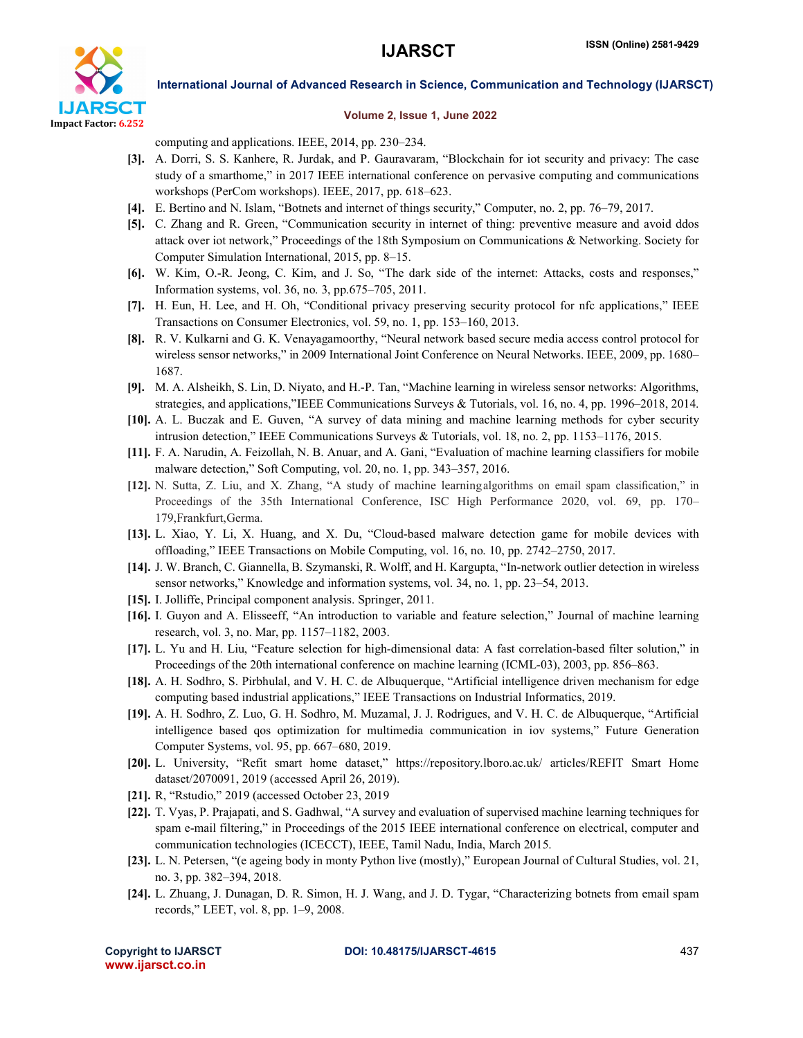computing and applications. IEEE, 2014, pp. 230–234.

[3]. A. Dorri, S. S. Kanhere, R. Jurdak, and P. Gauravaram, "Blockchain for iot security and privacy: The case study of a smarthome," in 2017 IEEE international conference on pervasive computing and communications workshops (PerCom workshops). IEEE, 2017, pp. 618–623.

[4]. E. Bertino and N. Islam, "Botnets and internet of things security," Computer, no. 2, pp. 76–79, 2017.

[5]. C. Zhang and R. Green, "Communication security in internet of thing: preventive measure and avoid ddos attack over iot network," Proceedings of the 18th Symposium on Communications & Networking. Society for Computer Simulation International, 2015, pp. 8–15.

[6]. W. Kim, O.-R. Jeong, C. Kim, and J. So, "The dark side of the internet: Attacks, costs and responses," Information systems, vol. 36, no. 3, pp.675–705, 2011.

[7]. H. Eun, H. Lee, and H. Oh, "Conditional privacy preserving security protocol for nfc applications," IEEE Transactions on Consumer Electronics, vol. 59, no. 1, pp. 153–160, 2013.

[8]. R. V. Kulkarni and G. K. Venayagamoorthy, "Neural network based secure media access control protocol for wireless sensor networks," in 2009 International Joint Conference on Neural Networks. IEEE, 2009, pp. 1680–1687.

[9]. M. A. Alsheikh, S. Lin, D. Niyato, and H.-P. Tan, "Machine learning in wireless sensor networks: Algorithms, strategies, and applications,"IEEE Communications Surveys & Tutorials, vol. 16, no. 4, pp. 1996–2018, 2014.

[10]. A. L. Buczak and E. Guven, "A survey of data mining and machine learning methods for cyber security intrusion detection," IEEE Communications Surveys & Tutorials, vol. 18, no. 2, pp. 1153–1176, 2015.

[11]. F. A. Narudin, A. Feizollah, N. B. Anuar, and A. Gani, "Evaluation of machine learning classifiers for mobile malware detection," Soft Computing, vol. 20, no. 1, pp. 343–357, 2016.

[12]. N. Sutta, Z. Liu, and X. Zhang, "A study of machine learningalgorithms on email spam classification," in Proceedings of the 35th International Conference, ISC High Performance 2020, vol. 69, pp. 170–179,Frankfurt,Germa.

[13]. L. Xiao, Y. Li, X. Huang, and X. Du, "Cloud-based malware detection game for mobile devices with offloading," IEEE Transactions on Mobile Computing, vol. 16, no. 10, pp. 2742–2750, 2017.

[14]. J. W. Branch, C. Giannella, B. Szymanski, R. Wolff, and H. Kargupta, "In-network outlier detection in wireless sensor networks," Knowledge and information systems, vol. 34, no. 1, pp. 23–54, 2013.

[15]. I. Jolliffe, Principal component analysis. Springer, 2011.

[16]. I. Guyon and A. Elisseeff, "An introduction to variable and feature selection," Journal of machine learning research, vol. 3, no. Mar, pp. 1157–1182, 2003.

[17]. L. Yu and H. Liu, "Feature selection for high-dimensional data: A fast correlation-based filter solution," in Proceedings of the 20th international conference on machine learning (ICML-03), 2003, pp. 856–863.

[18]. A. H. Sodhro, S. Pirbhulal, and V. H. C. de Albuquerque, "Artificial intelligence driven mechanism for edge computing based industrial applications," IEEE Transactions on Industrial Informatics, 2019.

[19]. A. H. Sodhro, Z. Luo, G. H. Sodhro, M. Muzamal, J. J. Rodrigues, and V. H. C. de Albuquerque, "Artificial intelligence based qos optimization for multimedia communication in iov systems," Future Generation Computer Systems, vol. 95, pp. 667–680, 2019.

[20]. L. University, "Refit smart home dataset," https://repository.lboro.ac.uk/ articles/REFIT Smart Home dataset/2070091, 2019 (accessed April 26, 2019).

[21]. R, "Rstudio," 2019 (accessed October 23, 2019

[22]. T. Vyas, P. Prajapati, and S. Gadhwal, "A survey and evaluation of supervised machine learning techniques for spam e-mail filtering," in Proceedings of the 2015 IEEE international conference on electrical, computer and communication technologies (ICECCT), IEEE, Tamil Nadu, India, March 2015.

[23]. L. N. Petersen, "(e ageing body in monty Python live (mostly)," European Journal of Cultural Studies, vol. 21, no. 3, pp. 382–394, 2018.

[24]. L. Zhuang, J. Dunagan, D. R. Simon, H. J. Wang, and J. D. Tygar, "Characterizing botnets from email spam records," LEET, vol. 8, pp. 1–9, 2008.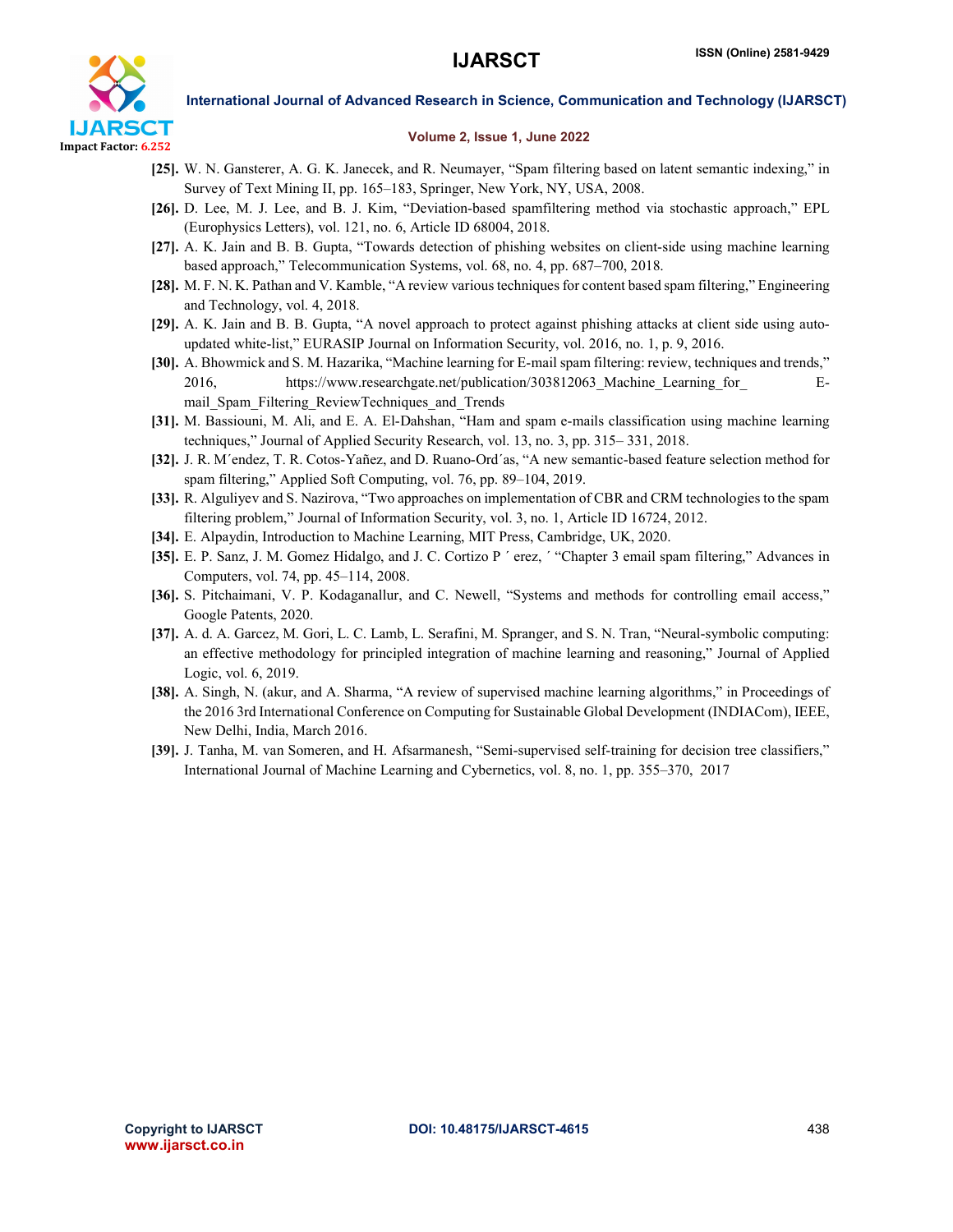[25]. W. N. Gansterer, A. G. K. Janecek, and R. Neumayer, "Spam filtering based on latent semantic indexing," in Survey of Text Mining II, pp. 165–183, Springer, New York, NY, USA, 2008.

[26]. D. Lee, M. J. Lee, and B. J. Kim, "Deviation-based spamfiltering method via stochastic approach," EPL (Europhysics Letters), vol. 121, no. 6, Article ID 68004, 2018.

[27]. A. K. Jain and B. B. Gupta, "Towards detection of phishing websites on client-side using machine learning based approach," Telecommunication Systems, vol. 68, no. 4, pp. 687–700, 2018.

[28]. M. F. N. K. Pathan and V. Kamble, "A review various techniques for content based spam filtering," Engineering and Technology, vol. 4, 2018.

[29]. A. K. Jain and B. B. Gupta, "A novel approach to protect against phishing attacks at client side using auto-updated white-list," EURASIP Journal on Information Security, vol. 2016, no. 1, p. 9, 2016.

[30]. A. Bhowmick and S. M. Hazarika, "Machine learning for E-mail spam filtering: review, techniques and trends," 2016, https://www.researchgate.net/publication/303812063_Machine_Learning_for_ E-mail_Spam_Filtering_ReviewTechniques_and_Trends

[31]. M. Bassiouni, M. Ali, and E. A. El-Dahshan, "Ham and spam e-mails classification using machine learning techniques," Journal of Applied Security Research, vol. 13, no. 3, pp. 315– 331, 2018.

[32]. J. R. M´endez, T. R. Cotos-Yañez, and D. Ruano-Ord´as, "A new semantic-based feature selection method for spam filtering," Applied Soft Computing, vol. 76, pp. 89–104, 2019.

[33]. R. Alguliyev and S. Nazirova, "Two approaches on implementation of CBR and CRM technologies to the spam filtering problem," Journal of Information Security, vol. 3, no. 1, Article ID 16724, 2012.

[34]. E. Alpaydin, Introduction to Machine Learning, MIT Press, Cambridge, UK, 2020.

[35]. E. P. Sanz, J. M. Gomez Hidalgo, and J. C. Cortizo P ´ erez, ´ "Chapter 3 email spam filtering," Advances in Computers, vol. 74, pp. 45–114, 2008.

[36]. S. Pitchaimani, V. P. Kodaganallur, and C. Newell, "Systems and methods for controlling email access," Google Patents, 2020.

[37]. A. d. A. Garcez, M. Gori, L. C. Lamb, L. Serafini, M. Spranger, and S. N. Tran, "Neural-symbolic computing: an effective methodology for principled integration of machine learning and reasoning," Journal of Applied Logic, vol. 6, 2019.

[38]. A. Singh, N. (akur, and A. Sharma, "A review of supervised machine learning algorithms," in Proceedings of the 2016 3rd International Conference on Computing for Sustainable Global Development (INDIACom), IEEE, New Delhi, India, March 2016.

[39]. J. Tanha, M. van Someren, and H. Afsarmanesh, "Semi-supervised self-training for decision tree classifiers," International Journal of Machine Learning and Cybernetics, vol. 8, no. 1, pp. 355–370, 2017